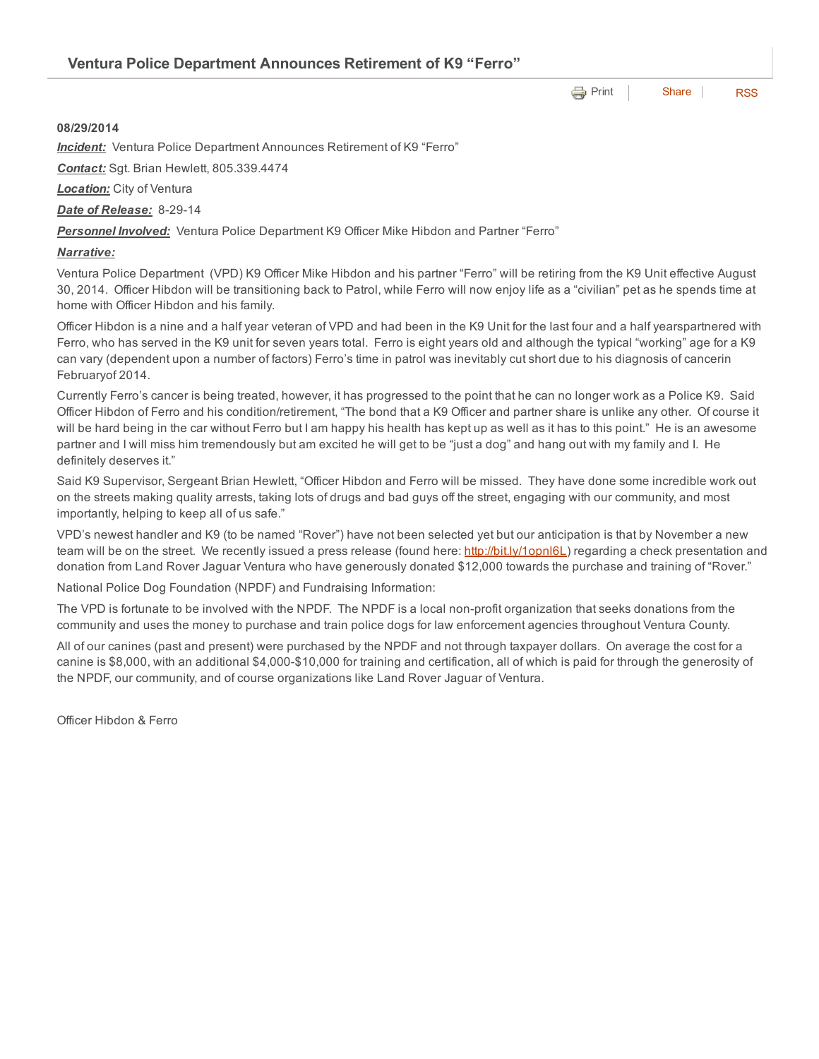## Ventura Police Department Announces Retirement of K9 “Ferro”

Print | Share | RSS

**08/29/2014**

***Incident:*** Ventura Police Department Announces Retirement of K9 “Ferro”

***Contact:*** Sgt. Brian Hewlett, 805.339.4474

***Location:*** City of Ventura

***Date of Release:*** 8-29-14

***Personnel Involved:*** Ventura Police Department K9 Officer Mike Hibdon and Partner “Ferro”

***Narrative:***

Ventura Police Department (VPD) K9 Officer Mike Hibdon and his partner “Ferro” will be retiring from the K9 Unit effective August 30, 2014. Officer Hibdon will be transitioning back to Patrol, while Ferro will now enjoy life as a “civilian” pet as he spends time at home with Officer Hibdon and his family.

Officer Hibdon is a nine and a half year veteran of VPD and had been in the K9 Unit for the last four and a half yearspartnered with Ferro, who has served in the K9 unit for seven years total. Ferro is eight years old and although the typical “working” age for a K9 can vary (dependent upon a number of factors) Ferro’s time in patrol was inevitably cut short due to his diagnosis of cancerin Februaryof 2014.

Currently Ferro’s cancer is being treated, however, it has progressed to the point that he can no longer work as a Police K9. Said Officer Hibdon of Ferro and his condition/retirement, “The bond that a K9 Officer and partner share is unlike any other. Of course it will be hard being in the car without Ferro but I am happy his health has kept up as well as it has to this point.” He is an awesome partner and I will miss him tremendously but am excited he will get to be “just a dog” and hang out with my family and I. He definitely deserves it.”

Said K9 Supervisor, Sergeant Brian Hewlett, “Officer Hibdon and Ferro will be missed. They have done some incredible work out on the streets making quality arrests, taking lots of drugs and bad guys off the street, engaging with our community, and most importantly, helping to keep all of us safe.”

VPD’s newest handler and K9 (to be named “Rover”) have not been selected yet but our anticipation is that by November a new team will be on the street. We recently issued a press release (found here: http://bit.ly/1opnI6L) regarding a check presentation and donation from Land Rover Jaguar Ventura who have generously donated $12,000 towards the purchase and training of “Rover.”

National Police Dog Foundation (NPDF) and Fundraising Information:

The VPD is fortunate to be involved with the NPDF. The NPDF is a local non-profit organization that seeks donations from the community and uses the money to purchase and train police dogs for law enforcement agencies throughout Ventura County.

All of our canines (past and present) were purchased by the NPDF and not through taxpayer dollars. On average the cost for a canine is $8,000, with an additional $4,000-$10,000 for training and certification, all of which is paid for through the generosity of the NPDF, our community, and of course organizations like Land Rover Jaguar of Ventura.

Officer Hibdon & Ferro